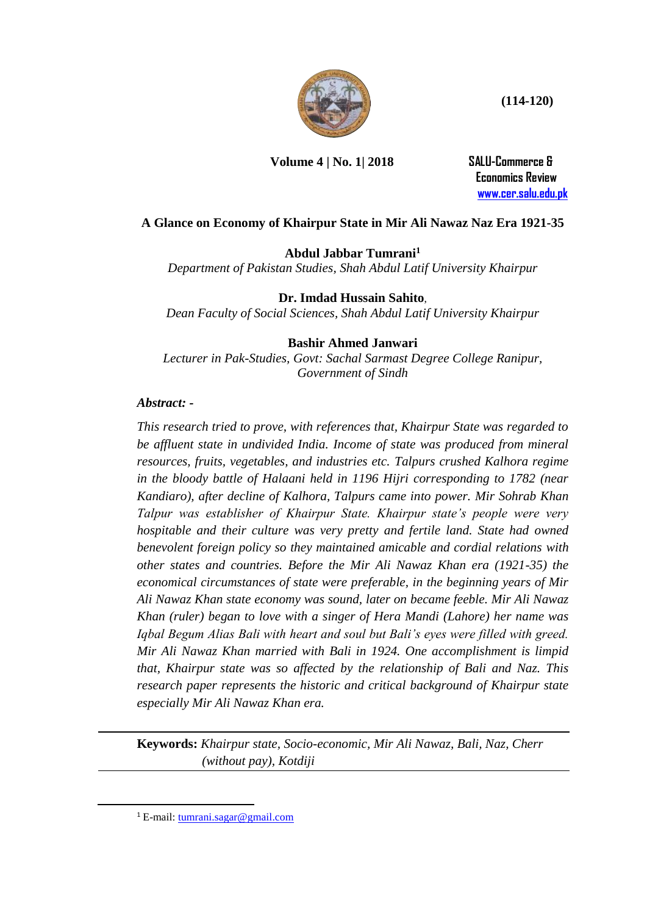# A Glance on Economy of Khairpur State in Mir Ali Nawaz Naz Era 1921-35

**Abdul Jabbar Tumrani**[1]
*Department of Pakistan Studies, Shah Abdul Latif University Khairpur*

**Dr. Imdad Hussain Sahito**,
*Dean Faculty of Social Sciences, Shah Abdul Latif University Khairpur*

**Bashir Ahmed Janwari**
*Lecturer in Pak-Studies, Govt: Sachal Sarmast Degree College Ranipur, Government of Sindh*

***Abstract: -***

*This research tried to prove, with references that, Khairpur State was regarded to be affluent state in undivided India. Income of state was produced from mineral resources, fruits, vegetables, and industries etc. Talpurs crushed Kalhora regime in the bloody battle of Halaani held in 1196 Hijri corresponding to 1782 (near Kandiaro), after decline of Kalhora, Talpurs came into power. Mir Sohrab Khan Talpur was establisher of Khairpur State. Khairpur state's people were very hospitable and their culture was very pretty and fertile land. State had owned benevolent foreign policy so they maintained amicable and cordial relations with other states and countries. Before the Mir Ali Nawaz Khan era (1921-35) the economical circumstances of state were preferable, in the beginning years of Mir Ali Nawaz Khan state economy was sound, later on became feeble. Mir Ali Nawaz Khan (ruler) began to love with a singer of Hera Mandi (Lahore) her name was Iqbal Begum Alias Bali with heart and soul but Bali's eyes were filled with greed. Mir Ali Nawaz Khan married with Bali in 1924. One accomplishment is limpid that, Khairpur state was so affected by the relationship of Bali and Naz. This research paper represents the historic and critical background of Khairpur state especially Mir Ali Nawaz Khan era.*

---

**Keywords:** *Khairpur state, Socio-economic, Mir Ali Nawaz, Bali, Naz, Cherr (without pay), Kotdiji*

---

[1] E-mail: tumrani.sagar@gmail.com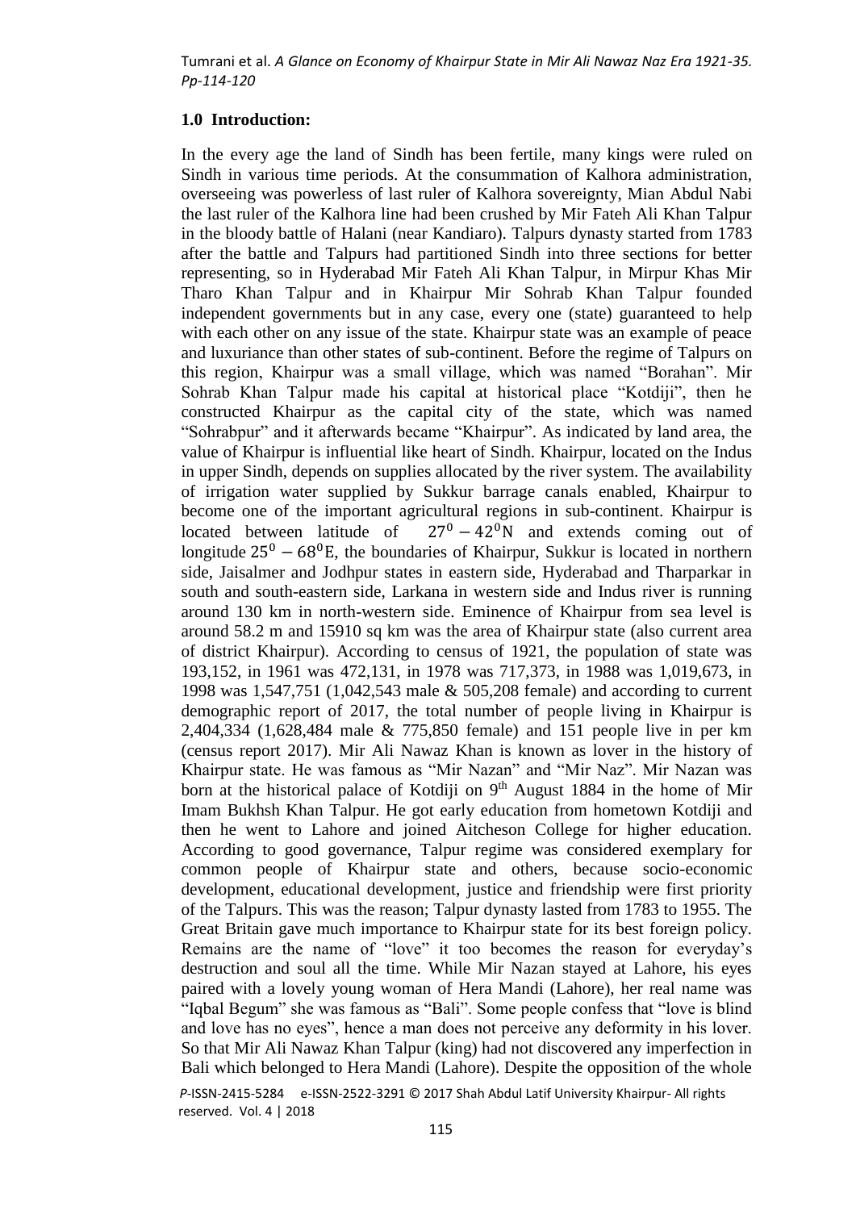## 1.0 Introduction:

In the every age the land of Sindh has been fertile, many kings were ruled on Sindh in various time periods. At the consummation of Kalhora administration, overseeing was powerless of last ruler of Kalhora sovereignty, Mian Abdul Nabi the last ruler of the Kalhora line had been crushed by Mir Fateh Ali Khan Talpur in the bloody battle of Halani (near Kandiaro). Talpurs dynasty started from 1783 after the battle and Talpurs had partitioned Sindh into three sections for better representing, so in Hyderabad Mir Fateh Ali Khan Talpur, in Mirpur Khas Mir Tharo Khan Talpur and in Khairpur Mir Sohrab Khan Talpur founded independent governments but in any case, every one (state) guaranteed to help with each other on any issue of the state. Khairpur state was an example of peace and luxuriance than other states of sub-continent. Before the regime of Talpurs on this region, Khairpur was a small village, which was named "Borahan". Mir Sohrab Khan Talpur made his capital at historical place "Kotdiji", then he constructed Khairpur as the capital city of the state, which was named "Sohrabpur" and it afterwards became "Khairpur". As indicated by land area, the value of Khairpur is influential like heart of Sindh. Khairpur, located on the Indus in upper Sindh, depends on supplies allocated by the river system. The availability of irrigation water supplied by Sukkur barrage canals enabled, Khairpur to become one of the important agricultural regions in sub-continent. Khairpur is located between latitude of $27^0 - 42^0$N and extends coming out of longitude $25^0 - 68^0$E, the boundaries of Khairpur, Sukkur is located in northern side, Jaisalmer and Jodhpur states in eastern side, Hyderabad and Tharparkar in south and south-eastern side, Larkana in western side and Indus river is running around 130 km in north-western side. Eminence of Khairpur from sea level is around 58.2 m and 15910 sq km was the area of Khairpur state (also current area of district Khairpur). According to census of 1921, the population of state was 193,152, in 1961 was 472,131, in 1978 was 717,373, in 1988 was 1,019,673, in 1998 was 1,547,751 (1,042,543 male & 505,208 female) and according to current demographic report of 2017, the total number of people living in Khairpur is 2,404,334 (1,628,484 male & 775,850 female) and 151 people live in per km (census report 2017). Mir Ali Nawaz Khan is known as lover in the history of Khairpur state. He was famous as "Mir Nazan" and "Mir Naz". Mir Nazan was born at the historical palace of Kotdiji on 9th August 1884 in the home of Mir Imam Bukhsh Khan Talpur. He got early education from hometown Kotdiji and then he went to Lahore and joined Aitcheson College for higher education. According to good governance, Talpur regime was considered exemplary for common people of Khairpur state and others, because socio-economic development, educational development, justice and friendship were first priority of the Talpurs. This was the reason; Talpur dynasty lasted from 1783 to 1955. The Great Britain gave much importance to Khairpur state for its best foreign policy. Remains are the name of "love" it too becomes the reason for everyday's destruction and soul all the time. While Mir Nazan stayed at Lahore, his eyes paired with a lovely young woman of Hera Mandi (Lahore), her real name was "Iqbal Begum" she was famous as "Bali". Some people confess that "love is blind and love has no eyes", hence a man does not perceive any deformity in his lover. So that Mir Ali Nawaz Khan Talpur (king) had not discovered any imperfection in Bali which belonged to Hera Mandi (Lahore). Despite the opposition of the whole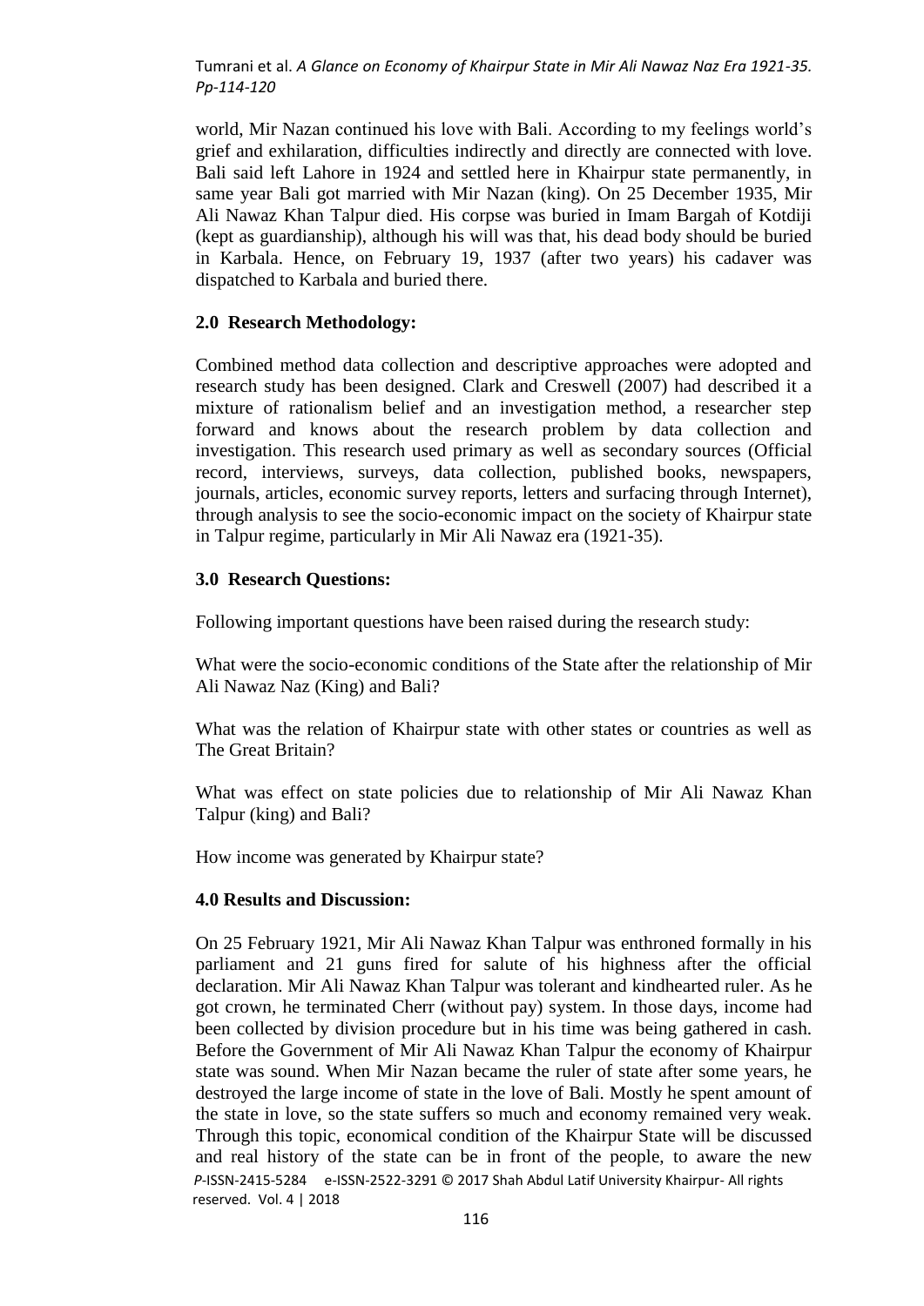world, Mir Nazan continued his love with Bali. According to my feelings world's grief and exhilaration, difficulties indirectly and directly are connected with love. Bali said left Lahore in 1924 and settled here in Khairpur state permanently, in same year Bali got married with Mir Nazan (king). On 25 December 1935, Mir Ali Nawaz Khan Talpur died. His corpse was buried in Imam Bargah of Kotdiji (kept as guardianship), although his will was that, his dead body should be buried in Karbala. Hence, on February 19, 1937 (after two years) his cadaver was dispatched to Karbala and buried there.

## 2.0 Research Methodology:

Combined method data collection and descriptive approaches were adopted and research study has been designed. Clark and Creswell (2007) had described it a mixture of rationalism belief and an investigation method, a researcher step forward and knows about the research problem by data collection and investigation. This research used primary as well as secondary sources (Official record, interviews, surveys, data collection, published books, newspapers, journals, articles, economic survey reports, letters and surfacing through Internet), through analysis to see the socio-economic impact on the society of Khairpur state in Talpur regime, particularly in Mir Ali Nawaz era (1921-35).

## 3.0 Research Questions:

Following important questions have been raised during the research study:

What were the socio-economic conditions of the State after the relationship of Mir Ali Nawaz Naz (King) and Bali?

What was the relation of Khairpur state with other states or countries as well as The Great Britain?

What was effect on state policies due to relationship of Mir Ali Nawaz Khan Talpur (king) and Bali?

How income was generated by Khairpur state?

## 4.0 Results and Discussion:

On 25 February 1921, Mir Ali Nawaz Khan Talpur was enthroned formally in his parliament and 21 guns fired for salute of his highness after the official declaration. Mir Ali Nawaz Khan Talpur was tolerant and kindhearted ruler. As he got crown, he terminated Cherr (without pay) system. In those days, income had been collected by division procedure but in his time was being gathered in cash. Before the Government of Mir Ali Nawaz Khan Talpur the economy of Khairpur state was sound. When Mir Nazan became the ruler of state after some years, he destroyed the large income of state in the love of Bali. Mostly he spent amount of the state in love, so the state suffers so much and economy remained very weak. Through this topic, economical condition of the Khairpur State will be discussed and real history of the state can be in front of the people, to aware the new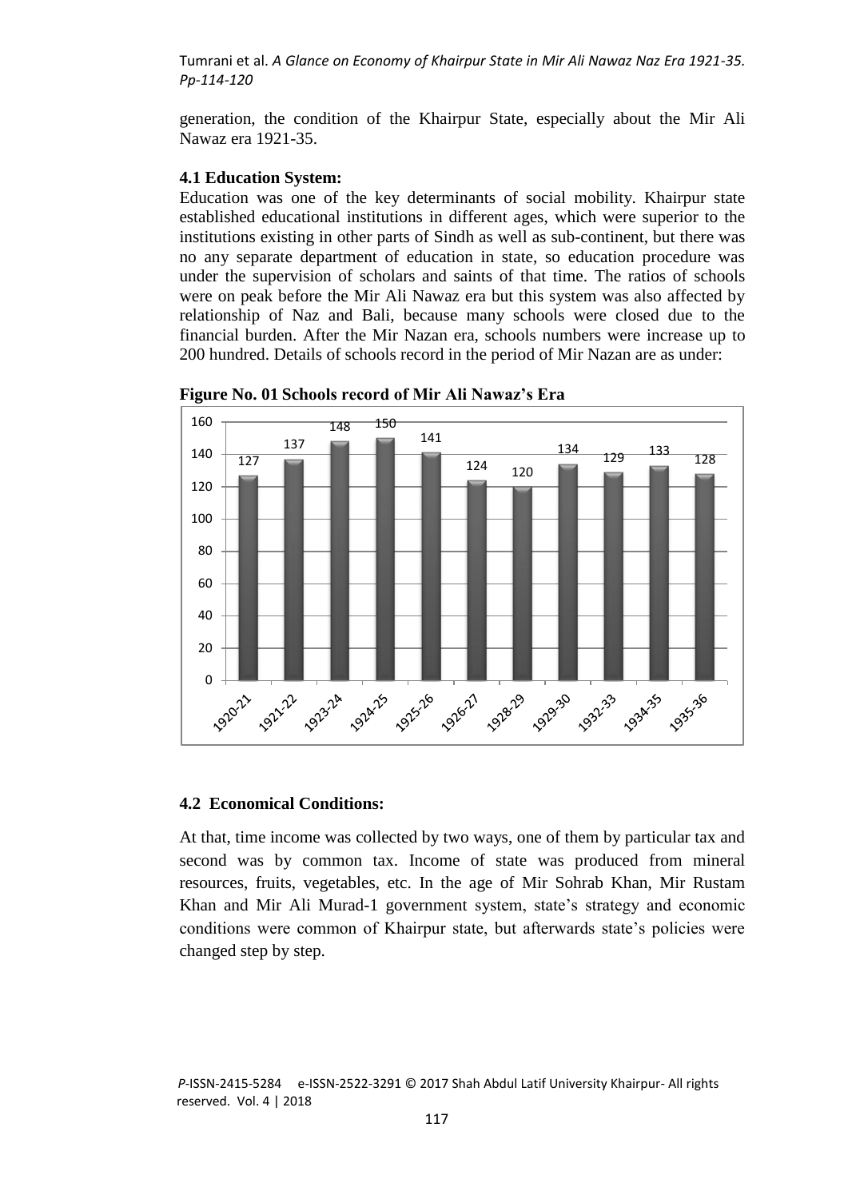generation, the condition of the Khairpur State, especially about the Mir Ali Nawaz era 1921-35.

**4.1 Education System:**

Education was one of the key determinants of social mobility. Khairpur state established educational institutions in different ages, which were superior to the institutions existing in other parts of Sindh as well as sub-continent, but there was no any separate department of education in state, so education procedure was under the supervision of scholars and saints of that time. The ratios of schools were on peak before the Mir Ali Nawaz era but this system was also affected by relationship of Naz and Bali, because many schools were closed due to the financial burden. After the Mir Nazan era, schools numbers were increase up to 200 hundred. Details of schools record in the period of Mir Nazan are as under:

**Figure No. 01 Schools record of Mir Ali Nawaz's Era**

| 1920-21 | 1921-22 | 1923-24 | 1924-25 | 1925-26 | 1926-27 | 1928-29 | 1929-30 | 1932-33 | 1934-35 | 1935-36 |
|---|---|---|---|---|---|---|---|---|---|---|
| 127 | 137 | 148 | 150 | 141 | 124 | 120 | 134 | 129 | 133 | 128 |

**4.2 Economical Conditions:**

At that, time income was collected by two ways, one of them by particular tax and second was by common tax. Income of state was produced from mineral resources, fruits, vegetables, etc. In the age of Mir Sohrab Khan, Mir Rustam Khan and Mir Ali Murad-1 government system, state's strategy and economic conditions were common of Khairpur state, but afterwards state's policies were changed step by step.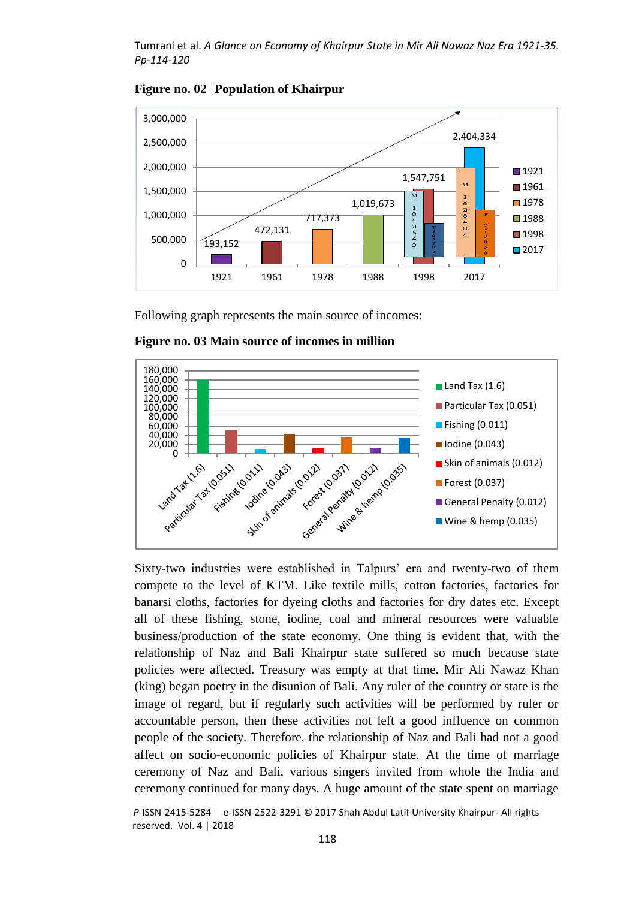**Figure no. 02 Population of Khairpur**

**Figure no. 03 Main source of incomes in million**

Following graph represents the main source of incomes:

Sixty-two industries were established in Talpurs' era and twenty-two of them compete to the level of KTM. Like textile mills, cotton factories, factories for banarsi cloths, factories for dyeing cloths and factories for dry dates etc. Except all of these fishing, stone, iodine, coal and mineral resources were valuable business/production of the state economy. One thing is evident that, with the relationship of Naz and Bali Khairpur state suffered so much because state policies were affected. Treasury was empty at that time. Mir Ali Nawaz Khan (king) began poetry in the disunion of Bali. Any ruler of the country or state is the image of regard, but if regularly such activities will be performed by ruler or accountable person, then these activities not left a good influence on common people of the society. Therefore, the relationship of Naz and Bali had not a good affect on socio-economic policies of Khairpur state. At the time of marriage ceremony of Naz and Bali, various singers invited from whole the India and ceremony continued for many days. A huge amount of the state spent on marriage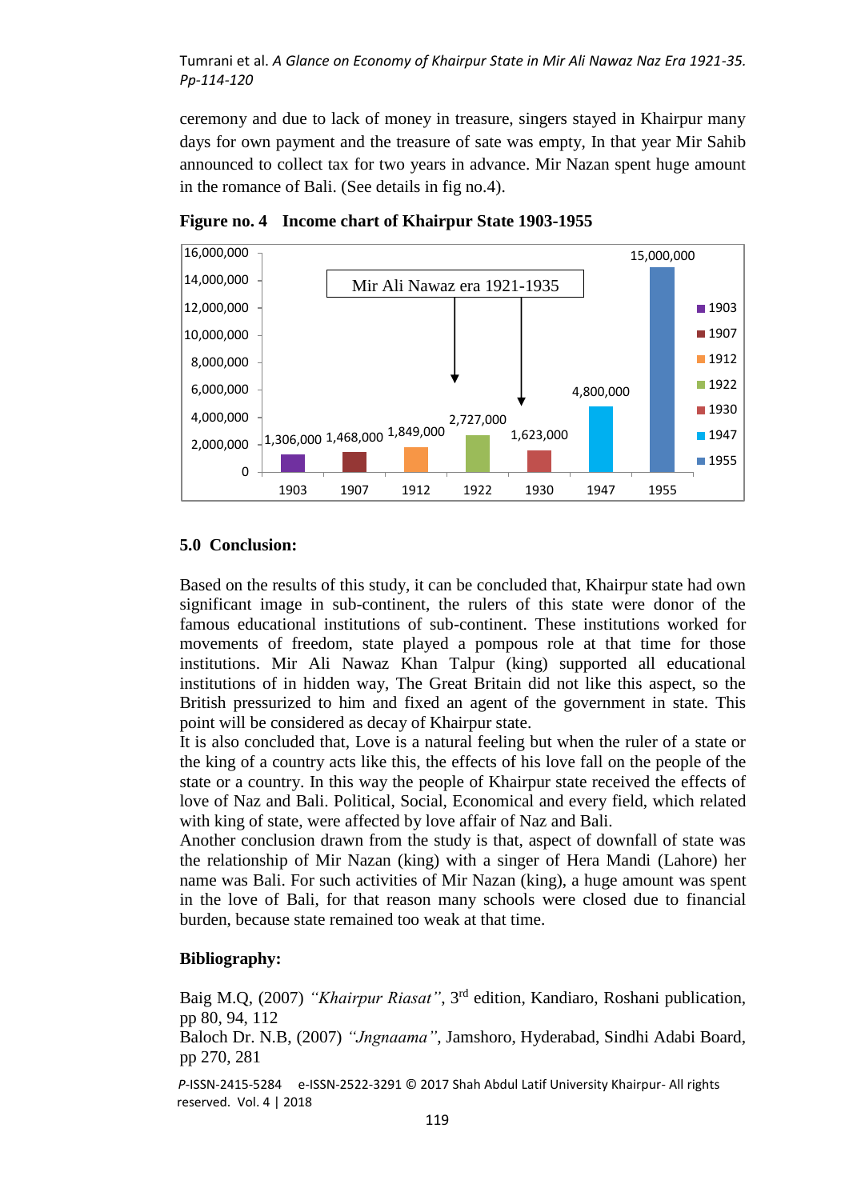ceremony and due to lack of money in treasure, singers stayed in Khairpur many days for own payment and the treasure of sate was empty, In that year Mir Sahib announced to collect tax for two years in advance. Mir Nazan spent huge amount in the romance of Bali. (See details in fig no.4).

**Figure no. 4 Income chart of Khairpur State 1903-1955**

| Year | Income |
|---|---|
| 1903 | 1,306,000 |
| 1907 | 1,468,000 |
| 1912 | 1,849,000 |
| 1922 | 2,727,000 |
| 1930 | 1,623,000 |
| 1947 | 4,800,000 |
| 1955 | 15,000,000 |

Mir Ali Nawaz era 1921-1935

## 5.0 Conclusion:

Based on the results of this study, it can be concluded that, Khairpur state had own significant image in sub-continent, the rulers of this state were donor of the famous educational institutions of sub-continent. These institutions worked for movements of freedom, state played a pompous role at that time for those institutions. Mir Ali Nawaz Khan Talpur (king) supported all educational institutions of in hidden way, The Great Britain did not like this aspect, so the British pressurized to him and fixed an agent of the government in state. This point will be considered as decay of Khairpur state.
It is also concluded that, Love is a natural feeling but when the ruler of a state or the king of a country acts like this, the effects of his love fall on the people of the state or a country. In this way the people of Khairpur state received the effects of love of Naz and Bali. Political, Social, Economical and every field, which related with king of state, were affected by love affair of Naz and Bali.
Another conclusion drawn from the study is that, aspect of downfall of state was the relationship of Mir Nazan (king) with a singer of Hera Mandi (Lahore) her name was Bali. For such activities of Mir Nazan (king), a huge amount was spent in the love of Bali, for that reason many schools were closed due to financial burden, because state remained too weak at that time.

## Bibliography:

Baig M.Q, (2007) *"Khairpur Riasat"*, 3rd edition, Kandiaro, Roshani publication, pp 80, 94, 112

Baloch Dr. N.B, (2007) *"Jngnaama"*, Jamshoro, Hyderabad, Sindhi Adabi Board, pp 270, 281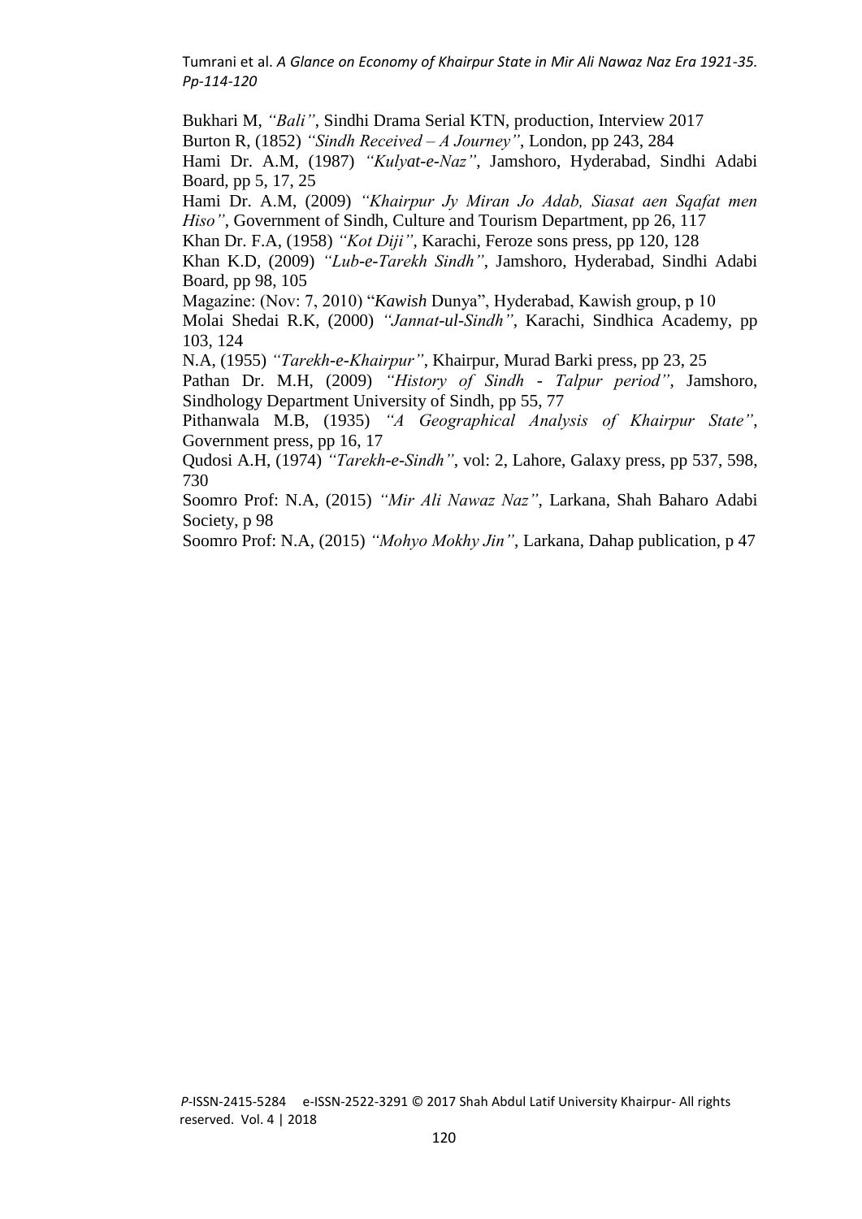Bukhari M, *"Bali"*, Sindhi Drama Serial KTN, production, Interview 2017

Burton R, (1852) *"Sindh Received – A Journey"*, London, pp 243, 284

Hami Dr. A.M, (1987) *"Kulyat-e-Naz"*, Jamshoro, Hyderabad, Sindhi Adabi Board, pp 5, 17, 25

Hami Dr. A.M, (2009) *"Khairpur Jy Miran Jo Adab, Siasat aen Sqafat men Hiso"*, Government of Sindh, Culture and Tourism Department, pp 26, 117

Khan Dr. F.A, (1958) *"Kot Diji"*, Karachi, Feroze sons press, pp 120, 128

Khan K.D, (2009) *"Lub-e-Tarekh Sindh"*, Jamshoro, Hyderabad, Sindhi Adabi Board, pp 98, 105

Magazine: (Nov: 7, 2010) "*Kawish* Dunya", Hyderabad, Kawish group, p 10

Molai Shedai R.K, (2000) *"Jannat-ul-Sindh"*, Karachi, Sindhica Academy, pp 103, 124

N.A, (1955) *"Tarekh-e-Khairpur"*, Khairpur, Murad Barki press, pp 23, 25

Pathan Dr. M.H, (2009) *"History of Sindh - Talpur period"*, Jamshoro, Sindhology Department University of Sindh, pp 55, 77

Pithanwala M.B, (1935) *"A Geographical Analysis of Khairpur State"*, Government press, pp 16, 17

Qudosi A.H, (1974) *"Tarekh-e-Sindh"*, vol: 2, Lahore, Galaxy press, pp 537, 598, 730

Soomro Prof: N.A, (2015) *"Mir Ali Nawaz Naz"*, Larkana, Shah Baharo Adabi Society, p 98

Soomro Prof: N.A, (2015) *"Mohyo Mokhy Jin"*, Larkana, Dahap publication, p 47